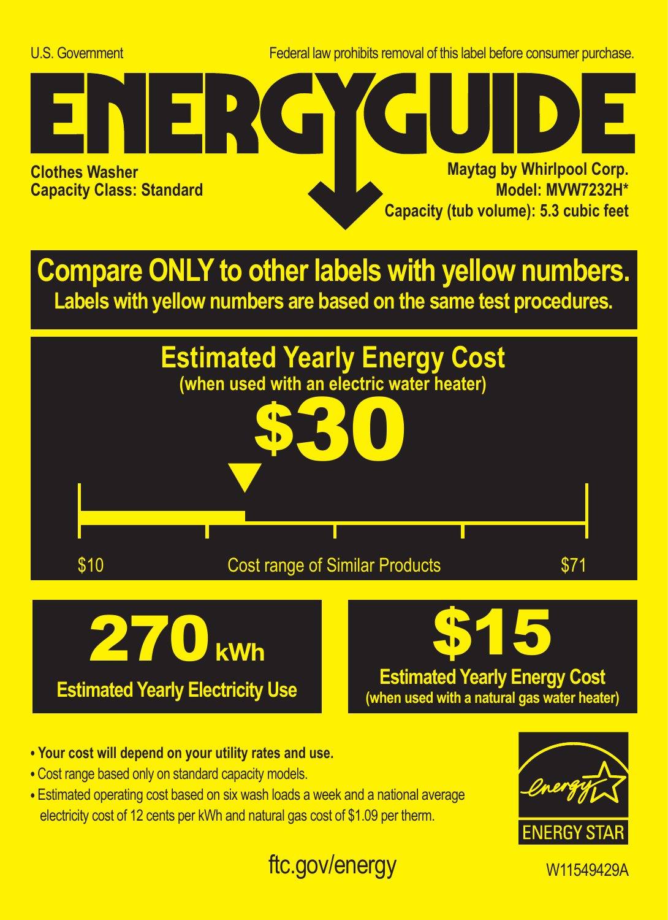U.S. Government

Federal law prohibits removal of this label before consumer purchase.

# ENERGYGUIDE

**Clothes Washer**
**Capacity Class: Standard**

**Maytag by Whirlpool Corp.**
**Model: MVW7232H***
**Capacity (tub volume): 5.3 cubic feet**

## Compare ONLY to other labels with yellow numbers.

**Labels with yellow numbers are based on the same test procedures.**

## Estimated Yearly Energy Cost

**(when used with an electric water heater)**

# $30

$10 Cost range of Similar Products $71

# 270 kWh

**Estimated Yearly Electricity Use**

# $15

**Estimated Yearly Energy Cost**
**(when used with a natural gas water heater)**

- **Your cost will depend on your utility rates and use.**
- Cost range based only on standard capacity models.
- Estimated operating cost based on six wash loads a week and a national average electricity cost of 12 cents per kWh and natural gas cost of $1.09 per therm.

ENERGY STAR

ftc.gov/energy

W11549429A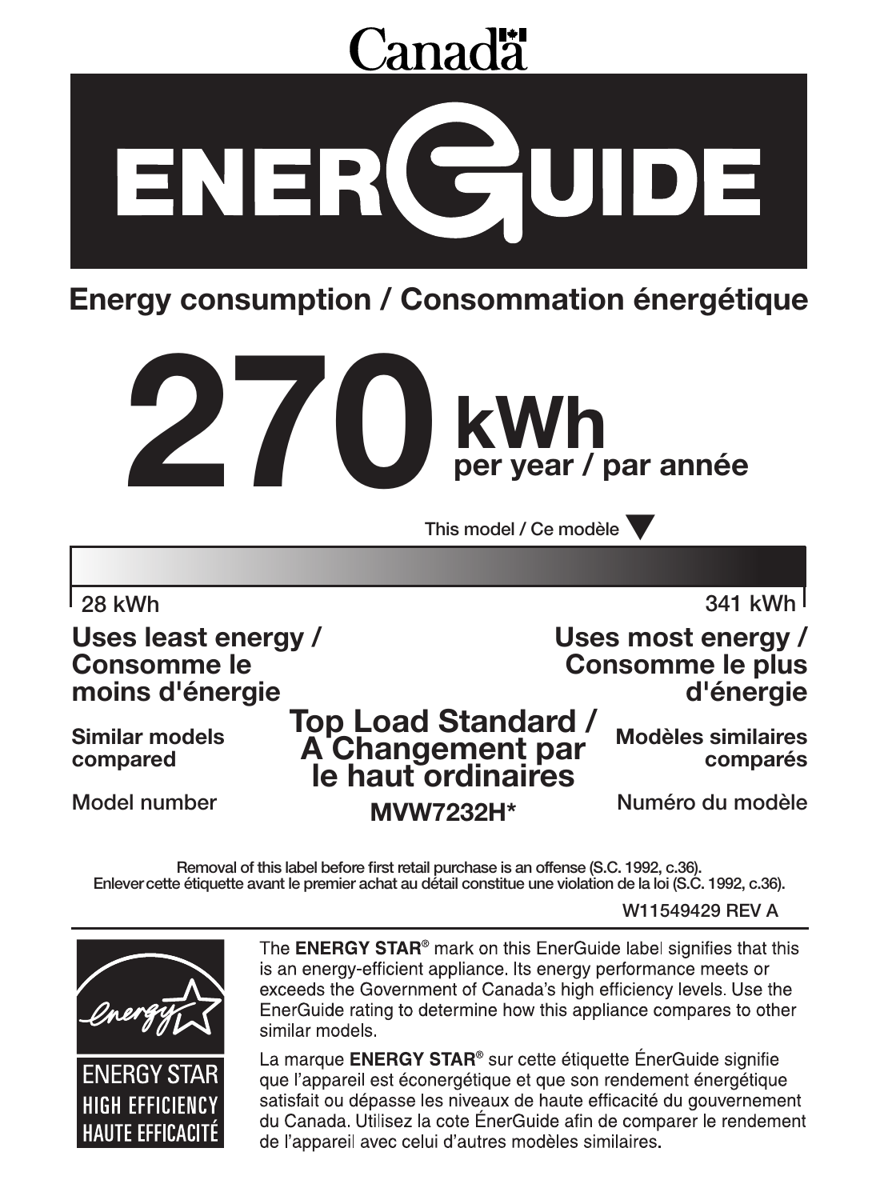Canada

# ENERGUIDE

## Energy consumption / Consommation énergétique

# 270 kWh per year / par année

This model / Ce modèle ▼

28 kWh

**Uses least energy / Consomme le moins d'énergie**

341 kWh

**Uses most energy / Consomme le plus d'énergie**

**Similar models compared**

**Top Load Standard / A Changement par le haut ordinaires**

**Modèles similaires comparés**

Model number

**MVW7232H***

Numéro du modèle

**Removal of this label before first retail purchase is an offense (S.C. 1992, c.36).**
**Enlever cette étiquette avant le premier achat au détail constitue une violation de la loi (S.C. 1992, c.36).**

W11549429 REV A

ENERGY STAR
HIGH EFFICIENCY
HAUTE EFFICACITÉ

The **ENERGY STAR**® mark on this EnerGuide label signifies that this is an energy-efficient appliance. Its energy performance meets or exceeds the Government of Canada's high efficiency levels. Use the EnerGuide rating to determine how this appliance compares to other similar models.

La marque **ENERGY STAR**® sur cette étiquette ÉnerGuide signifie que l'appareil est éconergétique et que son rendement énergétique satisfait ou dépasse les niveaux de haute efficacité du gouvernement du Canada. Utilisez la cote ÉnerGuide afin de comparer le rendement de l'appareil avec celui d'autres modèles similaires.